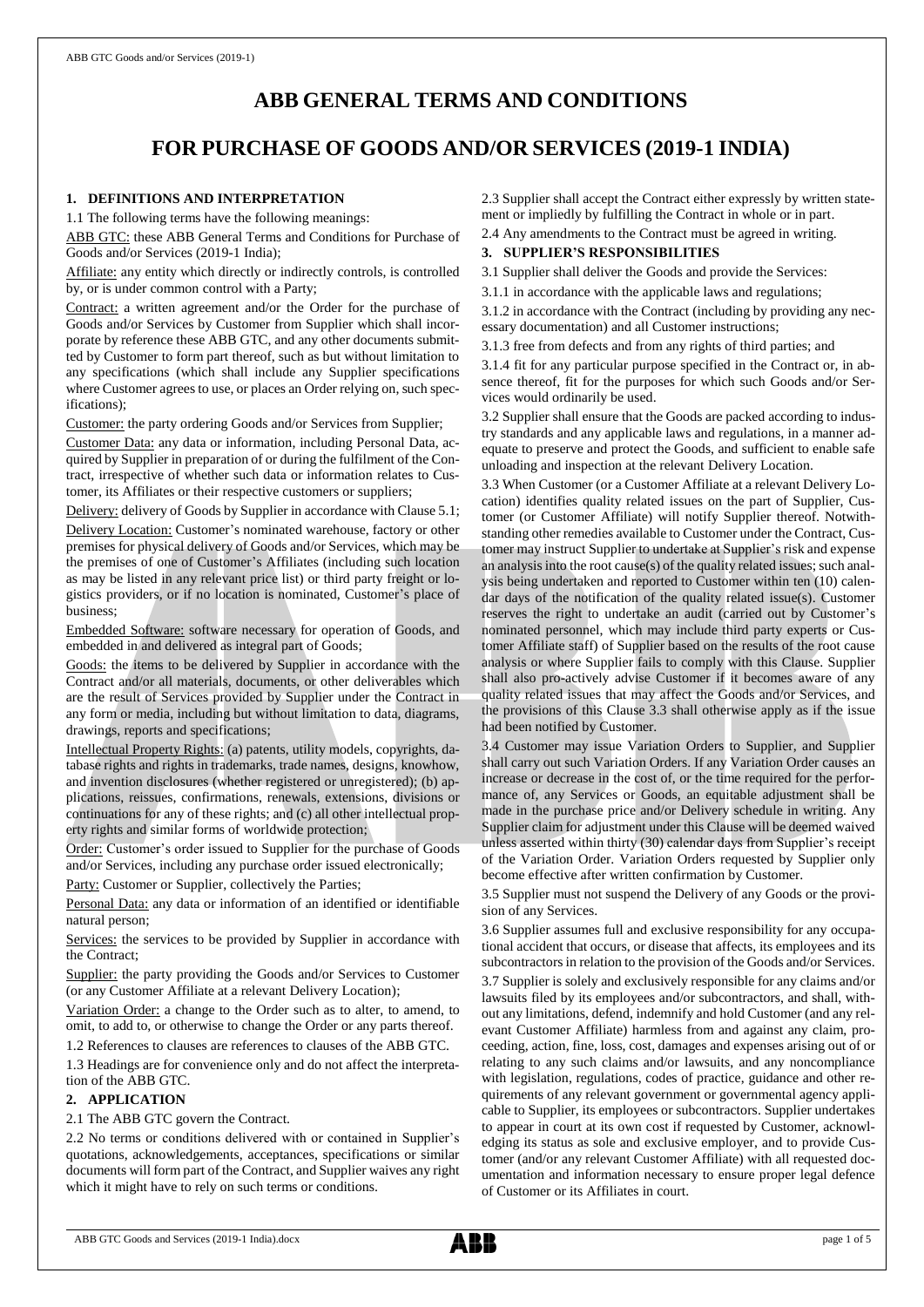# ABB GENERAL TERMS AND CONDITIONS

## FOR PURCHASE OF GOODS AND/OR SERVICES (2019-1 INDIA)

### 1. DEFINITIONS AND INTERPRETATION

1.1 The following terms have the following meanings:

ABB GTC: these ABB General Terms and Conditions for Purchase of Goods and/or Services (2019-1 India);

Affiliate: any entity which directly or indirectly controls, is controlled by, or is under common control with a Party;

Contract: a written agreement and/or the Order for the purchase of Goods and/or Services by Customer from Supplier which shall incorporate by reference these ABB GTC, and any other documents submitted by Customer to form part thereof, such as but without limitation to any specifications (which shall include any Supplier specifications where Customer agrees to use, or places an Order relying on, such specifications);

Customer: the party ordering Goods and/or Services from Supplier;

Customer Data: any data or information, including Personal Data, acquired by Supplier in preparation of or during the fulfilment of the Contract, irrespective of whether such data or information relates to Customer, its Affiliates or their respective customers or suppliers;

Delivery: delivery of Goods by Supplier in accordance with Clause 5.1;

Delivery Location: Customer's nominated warehouse, factory or other premises for physical delivery of Goods and/or Services, which may be the premises of one of Customer's Affiliates (including such location as may be listed in any relevant price list) or third party freight or logistics providers, or if no location is nominated, Customer's place of business;

Embedded Software: software necessary for operation of Goods, and embedded in and delivered as integral part of Goods;

Goods: the items to be delivered by Supplier in accordance with the Contract and/or all materials, documents, or other deliverables which are the result of Services provided by Supplier under the Contract in any form or media, including but without limitation to data, diagrams, drawings, reports and specifications;

Intellectual Property Rights: (a) patents, utility models, copyrights, database rights and rights in trademarks, trade names, designs, knowhow, and invention disclosures (whether registered or unregistered); (b) applications, reissues, confirmations, renewals, extensions, divisions or continuations for any of these rights; and (c) all other intellectual property rights and similar forms of worldwide protection;

Order: Customer's order issued to Supplier for the purchase of Goods and/or Services, including any purchase order issued electronically;

Party: Customer or Supplier, collectively the Parties;

Personal Data: any data or information of an identified or identifiable natural person;

Services: the services to be provided by Supplier in accordance with the Contract;

Supplier: the party providing the Goods and/or Services to Customer (or any Customer Affiliate at a relevant Delivery Location);

Variation Order: a change to the Order such as to alter, to amend, to omit, to add to, or otherwise to change the Order or any parts thereof.

1.2 References to clauses are references to clauses of the ABB GTC.

1.3 Headings are for convenience only and do not affect the interpretation of the ABB GTC.

### 2. APPLICATION

2.1 The ABB GTC govern the Contract.

2.2 No terms or conditions delivered with or contained in Supplier's quotations, acknowledgements, acceptances, specifications or similar documents will form part of the Contract, and Supplier waives any right which it might have to rely on such terms or conditions.

2.3 Supplier shall accept the Contract either expressly by written statement or impliedly by fulfilling the Contract in whole or in part.

2.4 Any amendments to the Contract must be agreed in writing.

### 3. SUPPLIER'S RESPONSIBILITIES

3.1 Supplier shall deliver the Goods and provide the Services:

3.1.1 in accordance with the applicable laws and regulations;

3.1.2 in accordance with the Contract (including by providing any necessary documentation) and all Customer instructions;

3.1.3 free from defects and from any rights of third parties; and

3.1.4 fit for any particular purpose specified in the Contract or, in absence thereof, fit for the purposes for which such Goods and/or Services would ordinarily be used.

3.2 Supplier shall ensure that the Goods are packed according to industry standards and any applicable laws and regulations, in a manner adequate to preserve and protect the Goods, and sufficient to enable safe unloading and inspection at the relevant Delivery Location.

3.3 When Customer (or a Customer Affiliate at a relevant Delivery Location) identifies quality related issues on the part of Supplier, Customer (or Customer Affiliate) will notify Supplier thereof. Notwithstanding other remedies available to Customer under the Contract, Customer may instruct Supplier to undertake at Supplier's risk and expense an analysis into the root cause(s) of the quality related issues; such analysis being undertaken and reported to Customer within ten (10) calendar days of the notification of the quality related issue(s). Customer reserves the right to undertake an audit (carried out by Customer's nominated personnel, which may include third party experts or Customer Affiliate staff) of Supplier based on the results of the root cause analysis or where Supplier fails to comply with this Clause. Supplier shall also pro-actively advise Customer if it becomes aware of any quality related issues that may affect the Goods and/or Services, and the provisions of this Clause 3.3 shall otherwise apply as if the issue had been notified by Customer.

3.4 Customer may issue Variation Orders to Supplier, and Supplier shall carry out such Variation Orders. If any Variation Order causes an increase or decrease in the cost of, or the time required for the performance of, any Services or Goods, an equitable adjustment shall be made in the purchase price and/or Delivery schedule in writing. Any Supplier claim for adjustment under this Clause will be deemed waived unless asserted within thirty (30) calendar days from Supplier's receipt of the Variation Order. Variation Orders requested by Supplier only become effective after written confirmation by Customer.

3.5 Supplier must not suspend the Delivery of any Goods or the provision of any Services.

3.6 Supplier assumes full and exclusive responsibility for any occupational accident that occurs, or disease that affects, its employees and its subcontractors in relation to the provision of the Goods and/or Services.

3.7 Supplier is solely and exclusively responsible for any claims and/or lawsuits filed by its employees and/or subcontractors, and shall, without any limitations, defend, indemnify and hold Customer (and any relevant Customer Affiliate) harmless from and against any claim, proceeding, action, fine, loss, cost, damages and expenses arising out of or relating to any such claims and/or lawsuits, and any noncompliance with legislation, regulations, codes of practice, guidance and other requirements of any relevant government or governmental agency applicable to Supplier, its employees or subcontractors. Supplier undertakes to appear in court at its own cost if requested by Customer, acknowledging its status as sole and exclusive employer, and to provide Customer (and/or any relevant Customer Affiliate) with all requested documentation and information necessary to ensure proper legal defence of Customer or its Affiliates in court.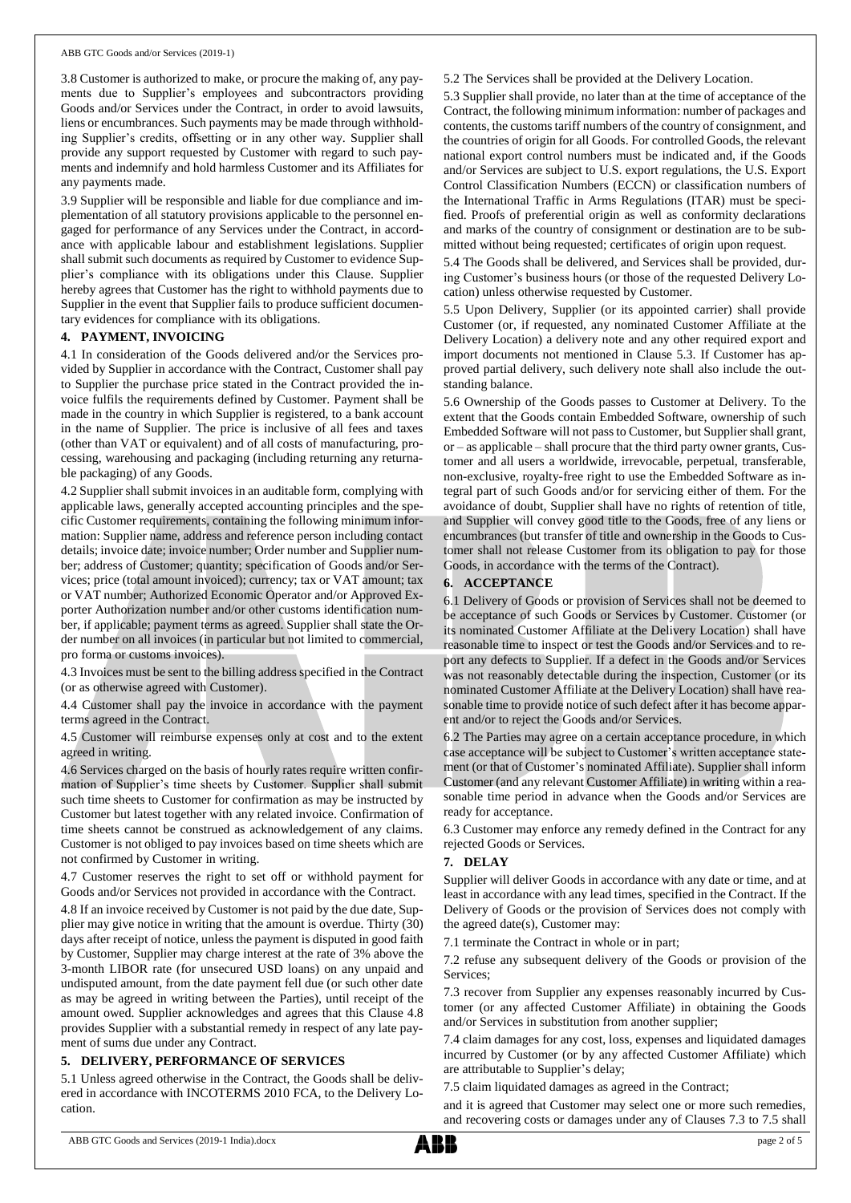3.8 Customer is authorized to make, or procure the making of, any payments due to Supplier's employees and subcontractors providing Goods and/or Services under the Contract, in order to avoid lawsuits, liens or encumbrances. Such payments may be made through withholding Supplier's credits, offsetting or in any other way. Supplier shall provide any support requested by Customer with regard to such payments and indemnify and hold harmless Customer and its Affiliates for any payments made.

3.9 Supplier will be responsible and liable for due compliance and implementation of all statutory provisions applicable to the personnel engaged for performance of any Services under the Contract, in accordance with applicable labour and establishment legislations. Supplier shall submit such documents as required by Customer to evidence Supplier's compliance with its obligations under this Clause. Supplier hereby agrees that Customer has the right to withhold payments due to Supplier in the event that Supplier fails to produce sufficient documentary evidences for compliance with its obligations.

## 4. PAYMENT, INVOICING

4.1 In consideration of the Goods delivered and/or the Services provided by Supplier in accordance with the Contract, Customer shall pay to Supplier the purchase price stated in the Contract provided the invoice fulfils the requirements defined by Customer. Payment shall be made in the country in which Supplier is registered, to a bank account in the name of Supplier. The price is inclusive of all fees and taxes (other than VAT or equivalent) and of all costs of manufacturing, processing, warehousing and packaging (including returning any returnable packaging) of any Goods.

4.2 Supplier shall submit invoices in an auditable form, complying with applicable laws, generally accepted accounting principles and the specific Customer requirements, containing the following minimum information: Supplier name, address and reference person including contact details; invoice date; invoice number; Order number and Supplier number; address of Customer; quantity; specification of Goods and/or Services; price (total amount invoiced); currency; tax or VAT amount; tax or VAT number; Authorized Economic Operator and/or Approved Exporter Authorization number and/or other customs identification number, if applicable; payment terms as agreed. Supplier shall state the Order number on all invoices (in particular but not limited to commercial, pro forma or customs invoices).

4.3 Invoices must be sent to the billing address specified in the Contract (or as otherwise agreed with Customer).

4.4 Customer shall pay the invoice in accordance with the payment terms agreed in the Contract.

4.5 Customer will reimburse expenses only at cost and to the extent agreed in writing.

4.6 Services charged on the basis of hourly rates require written confirmation of Supplier's time sheets by Customer. Supplier shall submit such time sheets to Customer for confirmation as may be instructed by Customer but latest together with any related invoice. Confirmation of time sheets cannot be construed as acknowledgement of any claims. Customer is not obliged to pay invoices based on time sheets which are not confirmed by Customer in writing.

4.7 Customer reserves the right to set off or withhold payment for Goods and/or Services not provided in accordance with the Contract.

4.8 If an invoice received by Customer is not paid by the due date, Supplier may give notice in writing that the amount is overdue. Thirty (30) days after receipt of notice, unless the payment is disputed in good faith by Customer, Supplier may charge interest at the rate of 3% above the 3-month LIBOR rate (for unsecured USD loans) on any unpaid and undisputed amount, from the date payment fell due (or such other date as may be agreed in writing between the Parties), until receipt of the amount owed. Supplier acknowledges and agrees that this Clause 4.8 provides Supplier with a substantial remedy in respect of any late payment of sums due under any Contract.

## 5. DELIVERY, PERFORMANCE OF SERVICES

5.1 Unless agreed otherwise in the Contract, the Goods shall be delivered in accordance with INCOTERMS 2010 FCA, to the Delivery Location.

5.2 The Services shall be provided at the Delivery Location.

5.3 Supplier shall provide, no later than at the time of acceptance of the Contract, the following minimum information: number of packages and contents, the customs tariff numbers of the country of consignment, and the countries of origin for all Goods. For controlled Goods, the relevant national export control numbers must be indicated and, if the Goods and/or Services are subject to U.S. export regulations, the U.S. Export Control Classification Numbers (ECCN) or classification numbers of the International Traffic in Arms Regulations (ITAR) must be specified. Proofs of preferential origin as well as conformity declarations and marks of the country of consignment or destination are to be submitted without being requested; certificates of origin upon request.

5.4 The Goods shall be delivered, and Services shall be provided, during Customer's business hours (or those of the requested Delivery Location) unless otherwise requested by Customer.

5.5 Upon Delivery, Supplier (or its appointed carrier) shall provide Customer (or, if requested, any nominated Customer Affiliate at the Delivery Location) a delivery note and any other required export and import documents not mentioned in Clause 5.3. If Customer has approved partial delivery, such delivery note shall also include the outstanding balance.

5.6 Ownership of the Goods passes to Customer at Delivery. To the extent that the Goods contain Embedded Software, ownership of such Embedded Software will not pass to Customer, but Supplier shall grant, or – as applicable – shall procure that the third party owner grants, Customer and all users a worldwide, irrevocable, perpetual, transferable, non-exclusive, royalty-free right to use the Embedded Software as integral part of such Goods and/or for servicing either of them. For the avoidance of doubt, Supplier shall have no rights of retention of title, and Supplier will convey good title to the Goods, free of any liens or encumbrances (but transfer of title and ownership in the Goods to Customer shall not release Customer from its obligation to pay for those Goods, in accordance with the terms of the Contract).

## 6. ACCEPTANCE

6.1 Delivery of Goods or provision of Services shall not be deemed to be acceptance of such Goods or Services by Customer. Customer (or its nominated Customer Affiliate at the Delivery Location) shall have reasonable time to inspect or test the Goods and/or Services and to report any defects to Supplier. If a defect in the Goods and/or Services was not reasonably detectable during the inspection, Customer (or its nominated Customer Affiliate at the Delivery Location) shall have reasonable time to provide notice of such defect after it has become apparent and/or to reject the Goods and/or Services.

6.2 The Parties may agree on a certain acceptance procedure, in which case acceptance will be subject to Customer's written acceptance statement (or that of Customer's nominated Affiliate). Supplier shall inform Customer (and any relevant Customer Affiliate) in writing within a reasonable time period in advance when the Goods and/or Services are ready for acceptance.

6.3 Customer may enforce any remedy defined in the Contract for any rejected Goods or Services.

## 7. DELAY

Supplier will deliver Goods in accordance with any date or time, and at least in accordance with any lead times, specified in the Contract. If the Delivery of Goods or the provision of Services does not comply with the agreed date(s), Customer may:

7.1 terminate the Contract in whole or in part;

7.2 refuse any subsequent delivery of the Goods or provision of the Services;

7.3 recover from Supplier any expenses reasonably incurred by Customer (or any affected Customer Affiliate) in obtaining the Goods and/or Services in substitution from another supplier;

7.4 claim damages for any cost, loss, expenses and liquidated damages incurred by Customer (or by any affected Customer Affiliate) which are attributable to Supplier's delay;

7.5 claim liquidated damages as agreed in the Contract;

and it is agreed that Customer may select one or more such remedies, and recovering costs or damages under any of Clauses 7.3 to 7.5 shall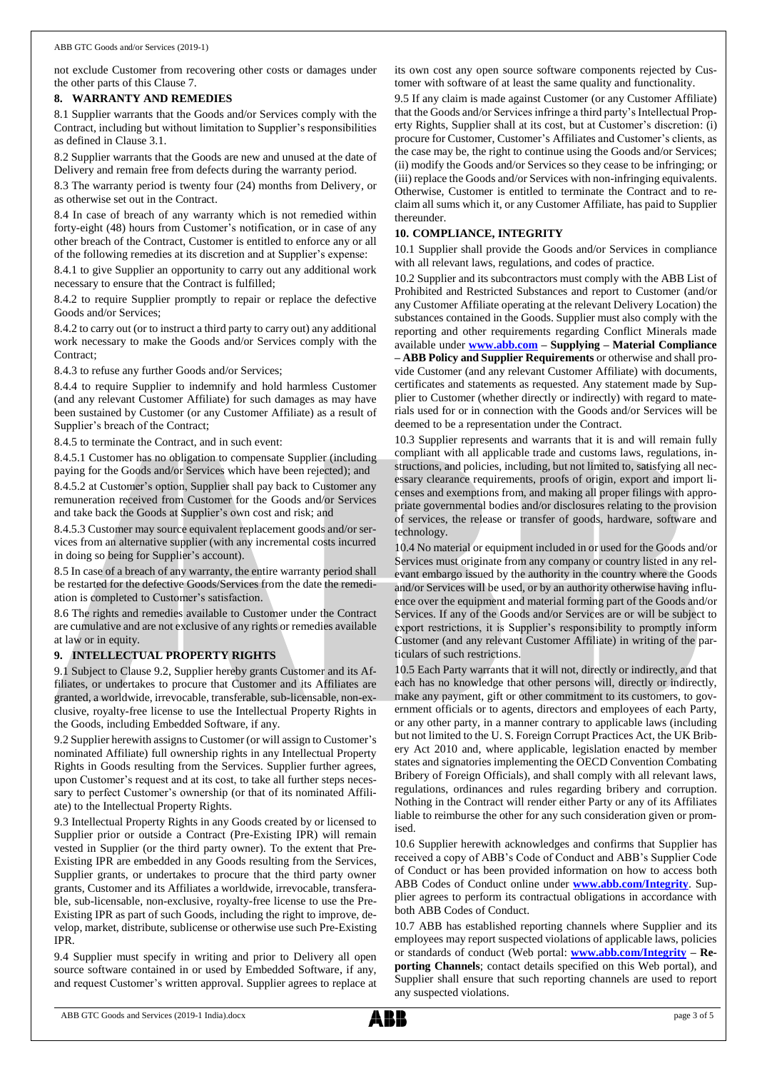not exclude Customer from recovering other costs or damages under the other parts of this Clause 7.

## 8. WARRANTY AND REMEDIES

8.1 Supplier warrants that the Goods and/or Services comply with the Contract, including but without limitation to Supplier's responsibilities as defined in Clause 3.1.

8.2 Supplier warrants that the Goods are new and unused at the date of Delivery and remain free from defects during the warranty period.

8.3 The warranty period is twenty four (24) months from Delivery, or as otherwise set out in the Contract.

8.4 In case of breach of any warranty which is not remedied within forty-eight (48) hours from Customer's notification, or in case of any other breach of the Contract, Customer is entitled to enforce any or all of the following remedies at its discretion and at Supplier's expense:

8.4.1 to give Supplier an opportunity to carry out any additional work necessary to ensure that the Contract is fulfilled;

8.4.2 to require Supplier promptly to repair or replace the defective Goods and/or Services;

8.4.2 to carry out (or to instruct a third party to carry out) any additional work necessary to make the Goods and/or Services comply with the Contract;

8.4.3 to refuse any further Goods and/or Services;

8.4.4 to require Supplier to indemnify and hold harmless Customer (and any relevant Customer Affiliate) for such damages as may have been sustained by Customer (or any Customer Affiliate) as a result of Supplier's breach of the Contract;

8.4.5 to terminate the Contract, and in such event:

8.4.5.1 Customer has no obligation to compensate Supplier (including paying for the Goods and/or Services which have been rejected); and

8.4.5.2 at Customer's option, Supplier shall pay back to Customer any remuneration received from Customer for the Goods and/or Services and take back the Goods at Supplier's own cost and risk; and

8.4.5.3 Customer may source equivalent replacement goods and/or services from an alternative supplier (with any incremental costs incurred in doing so being for Supplier's account).

8.5 In case of a breach of any warranty, the entire warranty period shall be restarted for the defective Goods/Services from the date the remediation is completed to Customer's satisfaction.

8.6 The rights and remedies available to Customer under the Contract are cumulative and are not exclusive of any rights or remedies available at law or in equity.

## 9. INTELLECTUAL PROPERTY RIGHTS

9.1 Subject to Clause 9.2, Supplier hereby grants Customer and its Affiliates, or undertakes to procure that Customer and its Affiliates are granted, a worldwide, irrevocable, transferable, sub-licensable, non-exclusive, royalty-free license to use the Intellectual Property Rights in the Goods, including Embedded Software, if any.

9.2 Supplier herewith assigns to Customer (or will assign to Customer's nominated Affiliate) full ownership rights in any Intellectual Property Rights in Goods resulting from the Services. Supplier further agrees, upon Customer's request and at its cost, to take all further steps necessary to perfect Customer's ownership (or that of its nominated Affiliate) to the Intellectual Property Rights.

9.3 Intellectual Property Rights in any Goods created by or licensed to Supplier prior or outside a Contract (Pre-Existing IPR) will remain vested in Supplier (or the third party owner). To the extent that Pre-Existing IPR are embedded in any Goods resulting from the Services, Supplier grants, or undertakes to procure that the third party owner grants, Customer and its Affiliates a worldwide, irrevocable, transferable, sub-licensable, non-exclusive, royalty-free license to use the Pre-Existing IPR as part of such Goods, including the right to improve, develop, market, distribute, sublicense or otherwise use such Pre-Existing IPR.

9.4 Supplier must specify in writing and prior to Delivery all open source software contained in or used by Embedded Software, if any, and request Customer's written approval. Supplier agrees to replace at its own cost any open source software components rejected by Customer with software of at least the same quality and functionality.

9.5 If any claim is made against Customer (or any Customer Affiliate) that the Goods and/or Services infringe a third party's Intellectual Property Rights, Supplier shall at its cost, but at Customer's discretion: (i) procure for Customer, Customer's Affiliates and Customer's clients, as the case may be, the right to continue using the Goods and/or Services; (ii) modify the Goods and/or Services so they cease to be infringing; or (iii) replace the Goods and/or Services with non-infringing equivalents. Otherwise, Customer is entitled to terminate the Contract and to reclaim all sums which it, or any Customer Affiliate, has paid to Supplier thereunder.

## 10. COMPLIANCE, INTEGRITY

10.1 Supplier shall provide the Goods and/or Services in compliance with all relevant laws, regulations, and codes of practice.

10.2 Supplier and its subcontractors must comply with the ABB List of Prohibited and Restricted Substances and report to Customer (and/or any Customer Affiliate operating at the relevant Delivery Location) the substances contained in the Goods. Supplier must also comply with the reporting and other requirements regarding Conflict Minerals made available under **www.abb.com – Supplying – Material Compliance – ABB Policy and Supplier Requirements** or otherwise and shall provide Customer (and any relevant Customer Affiliate) with documents, certificates and statements as requested. Any statement made by Supplier to Customer (whether directly or indirectly) with regard to materials used for or in connection with the Goods and/or Services will be deemed to be a representation under the Contract.

10.3 Supplier represents and warrants that it is and will remain fully compliant with all applicable trade and customs laws, regulations, instructions, and policies, including, but not limited to, satisfying all necessary clearance requirements, proofs of origin, export and import licenses and exemptions from, and making all proper filings with appropriate governmental bodies and/or disclosures relating to the provision of services, the release or transfer of goods, hardware, software and technology.

10.4 No material or equipment included in or used for the Goods and/or Services must originate from any company or country listed in any relevant embargo issued by the authority in the country where the Goods and/or Services will be used, or by an authority otherwise having influence over the equipment and material forming part of the Goods and/or Services. If any of the Goods and/or Services are or will be subject to export restrictions, it is Supplier's responsibility to promptly inform Customer (and any relevant Customer Affiliate) in writing of the particulars of such restrictions.

10.5 Each Party warrants that it will not, directly or indirectly, and that each has no knowledge that other persons will, directly or indirectly, make any payment, gift or other commitment to its customers, to government officials or to agents, directors and employees of each Party, or any other party, in a manner contrary to applicable laws (including but not limited to the U. S. Foreign Corrupt Practices Act, the UK Bribery Act 2010 and, where applicable, legislation enacted by member states and signatories implementing the OECD Convention Combating Bribery of Foreign Officials), and shall comply with all relevant laws, regulations, ordinances and rules regarding bribery and corruption. Nothing in the Contract will render either Party or any of its Affiliates liable to reimburse the other for any such consideration given or promised.

10.6 Supplier herewith acknowledges and confirms that Supplier has received a copy of ABB's Code of Conduct and ABB's Supplier Code of Conduct or has been provided information on how to access both ABB Codes of Conduct online under **www.abb.com/Integrity**. Supplier agrees to perform its contractual obligations in accordance with both ABB Codes of Conduct.

10.7 ABB has established reporting channels where Supplier and its employees may report suspected violations of applicable laws, policies or standards of conduct (Web portal: **www.abb.com/Integrity – Reporting Channels**; contact details specified on this Web portal), and Supplier shall ensure that such reporting channels are used to report any suspected violations.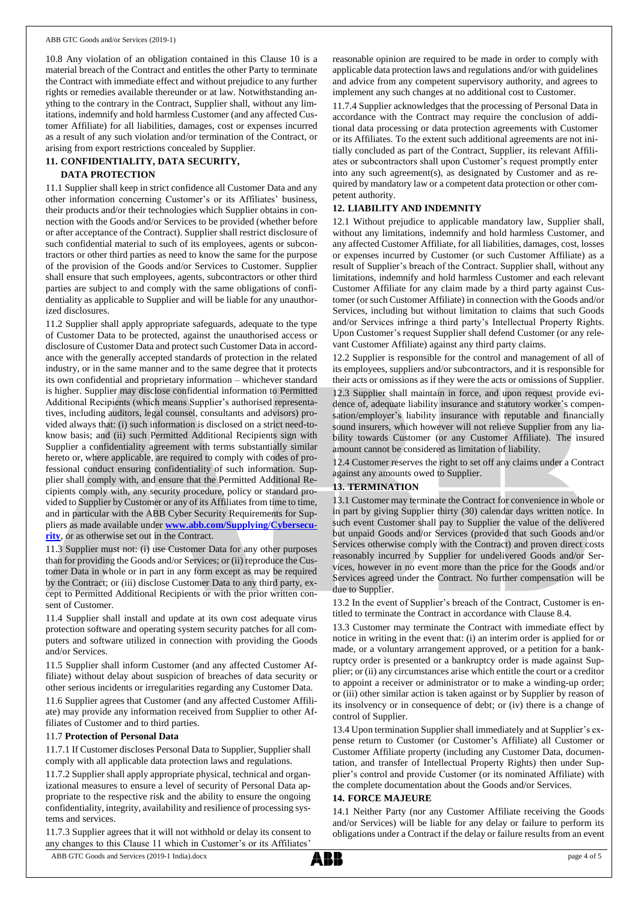10.8 Any violation of an obligation contained in this Clause 10 is a material breach of the Contract and entitles the other Party to terminate the Contract with immediate effect and without prejudice to any further rights or remedies available thereunder or at law. Notwithstanding anything to the contrary in the Contract, Supplier shall, without any limitations, indemnify and hold harmless Customer (and any affected Customer Affiliate) for all liabilities, damages, cost or expenses incurred as a result of any such violation and/or termination of the Contract, or arising from export restrictions concealed by Supplier.

## 11. CONFIDENTIALITY, DATA SECURITY, DATA PROTECTION

11.1 Supplier shall keep in strict confidence all Customer Data and any other information concerning Customer's or its Affiliates' business, their products and/or their technologies which Supplier obtains in connection with the Goods and/or Services to be provided (whether before or after acceptance of the Contract). Supplier shall restrict disclosure of such confidential material to such of its employees, agents or subcontractors or other third parties as need to know the same for the purpose of the provision of the Goods and/or Services to Customer. Supplier shall ensure that such employees, agents, subcontractors or other third parties are subject to and comply with the same obligations of confidentiality as applicable to Supplier and will be liable for any unauthorized disclosures.

11.2 Supplier shall apply appropriate safeguards, adequate to the type of Customer Data to be protected, against the unauthorised access or disclosure of Customer Data and protect such Customer Data in accordance with the generally accepted standards of protection in the related industry, or in the same manner and to the same degree that it protects its own confidential and proprietary information – whichever standard is higher. Supplier may disclose confidential information to Permitted Additional Recipients (which means Supplier's authorised representatives, including auditors, legal counsel, consultants and advisors) provided always that: (i) such information is disclosed on a strict need-to-know basis; and (ii) such Permitted Additional Recipients sign with Supplier a confidentiality agreement with terms substantially similar hereto or, where applicable, are required to comply with codes of professional conduct ensuring confidentiality of such information. Supplier shall comply with, and ensure that the Permitted Additional Recipients comply with, any security procedure, policy or standard provided to Supplier by Customer or any of its Affiliates from time to time, and in particular with the ABB Cyber Security Requirements for Suppliers as made available under **www.abb.com/Supplying/Cybersecurity**, or as otherwise set out in the Contract.

11.3 Supplier must not: (i) use Customer Data for any other purposes than for providing the Goods and/or Services; or (ii) reproduce the Customer Data in whole or in part in any form except as may be required by the Contract; or (iii) disclose Customer Data to any third party, except to Permitted Additional Recipients or with the prior written consent of Customer.

11.4 Supplier shall install and update at its own cost adequate virus protection software and operating system security patches for all computers and software utilized in connection with providing the Goods and/or Services.

11.5 Supplier shall inform Customer (and any affected Customer Affiliate) without delay about suspicion of breaches of data security or other serious incidents or irregularities regarding any Customer Data.

11.6 Supplier agrees that Customer (and any affected Customer Affiliate) may provide any information received from Supplier to other Affiliates of Customer and to third parties.

11.7 **Protection of Personal Data**

11.7.1 If Customer discloses Personal Data to Supplier, Supplier shall comply with all applicable data protection laws and regulations.

11.7.2 Supplier shall apply appropriate physical, technical and organizational measures to ensure a level of security of Personal Data appropriate to the respective risk and the ability to ensure the ongoing confidentiality, integrity, availability and resilience of processing systems and services.

11.7.3 Supplier agrees that it will not withhold or delay its consent to any changes to this Clause 11 which in Customer's or its Affiliates' reasonable opinion are required to be made in order to comply with applicable data protection laws and regulations and/or with guidelines and advice from any competent supervisory authority, and agrees to implement any such changes at no additional cost to Customer.

11.7.4 Supplier acknowledges that the processing of Personal Data in accordance with the Contract may require the conclusion of additional data processing or data protection agreements with Customer or its Affiliates. To the extent such additional agreements are not initially concluded as part of the Contract, Supplier, its relevant Affiliates or subcontractors shall upon Customer's request promptly enter into any such agreement(s), as designated by Customer and as required by mandatory law or a competent data protection or other competent authority.

## 12. LIABILITY AND INDEMNITY

12.1 Without prejudice to applicable mandatory law, Supplier shall, without any limitations, indemnify and hold harmless Customer, and any affected Customer Affiliate, for all liabilities, damages, cost, losses or expenses incurred by Customer (or such Customer Affiliate) as a result of Supplier's breach of the Contract. Supplier shall, without any limitations, indemnify and hold harmless Customer and each relevant Customer Affiliate for any claim made by a third party against Customer (or such Customer Affiliate) in connection with the Goods and/or Services, including but without limitation to claims that such Goods and/or Services infringe a third party's Intellectual Property Rights. Upon Customer's request Supplier shall defend Customer (or any relevant Customer Affiliate) against any third party claims.

12.2 Supplier is responsible for the control and management of all of its employees, suppliers and/or subcontractors, and it is responsible for their acts or omissions as if they were the acts or omissions of Supplier.

12.3 Supplier shall maintain in force, and upon request provide evidence of, adequate liability insurance and statutory worker's compensation/employer's liability insurance with reputable and financially sound insurers, which however will not relieve Supplier from any liability towards Customer (or any Customer Affiliate). The insured amount cannot be considered as limitation of liability.

12.4 Customer reserves the right to set off any claims under a Contract against any amounts owed to Supplier.

## 13. TERMINATION

13.1 Customer may terminate the Contract for convenience in whole or in part by giving Supplier thirty (30) calendar days written notice. In such event Customer shall pay to Supplier the value of the delivered but unpaid Goods and/or Services (provided that such Goods and/or Services otherwise comply with the Contract) and proven direct costs reasonably incurred by Supplier for undelivered Goods and/or Services, however in no event more than the price for the Goods and/or Services agreed under the Contract. No further compensation will be due to Supplier.

13.2 In the event of Supplier's breach of the Contract, Customer is entitled to terminate the Contract in accordance with Clause 8.4.

13.3 Customer may terminate the Contract with immediate effect by notice in writing in the event that: (i) an interim order is applied for or made, or a voluntary arrangement approved, or a petition for a bankruptcy order is presented or a bankruptcy order is made against Supplier; or (ii) any circumstances arise which entitle the court or a creditor to appoint a receiver or administrator or to make a winding-up order; or (iii) other similar action is taken against or by Supplier by reason of its insolvency or in consequence of debt; or (iv) there is a change of control of Supplier.

13.4 Upon termination Supplier shall immediately and at Supplier's expense return to Customer (or Customer's Affiliate) all Customer or Customer Affiliate property (including any Customer Data, documentation, and transfer of Intellectual Property Rights) then under Supplier's control and provide Customer (or its nominated Affiliate) with the complete documentation about the Goods and/or Services.

## 14. FORCE MAJEURE

14.1 Neither Party (nor any Customer Affiliate receiving the Goods and/or Services) will be liable for any delay or failure to perform its obligations under a Contract if the delay or failure results from an event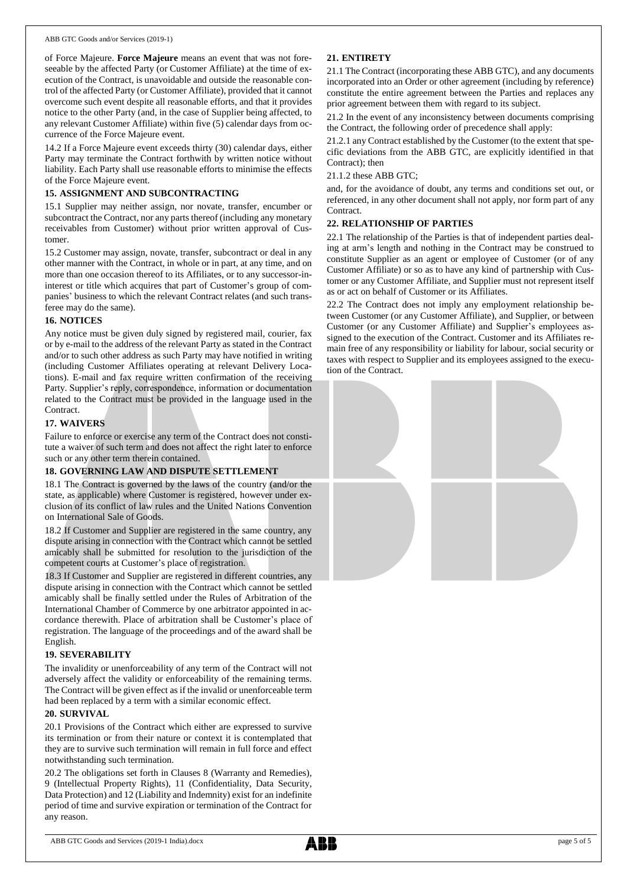of Force Majeure. **Force Majeure** means an event that was not foreseeable by the affected Party (or Customer Affiliate) at the time of execution of the Contract, is unavoidable and outside the reasonable control of the affected Party (or Customer Affiliate), provided that it cannot overcome such event despite all reasonable efforts, and that it provides notice to the other Party (and, in the case of Supplier being affected, to any relevant Customer Affiliate) within five (5) calendar days from occurrence of the Force Majeure event.

14.2 If a Force Majeure event exceeds thirty (30) calendar days, either Party may terminate the Contract forthwith by written notice without liability. Each Party shall use reasonable efforts to minimise the effects of the Force Majeure event.

**15. ASSIGNMENT AND SUBCONTRACTING**

15.1 Supplier may neither assign, nor novate, transfer, encumber or subcontract the Contract, nor any parts thereof (including any monetary receivables from Customer) without prior written approval of Customer.

15.2 Customer may assign, novate, transfer, subcontract or deal in any other manner with the Contract, in whole or in part, at any time, and on more than one occasion thereof to its Affiliates, or to any successor-in-interest or title which acquires that part of Customer's group of companies' business to which the relevant Contract relates (and such transferee may do the same).

**16. NOTICES**

Any notice must be given duly signed by registered mail, courier, fax or by e-mail to the address of the relevant Party as stated in the Contract and/or to such other address as such Party may have notified in writing (including Customer Affiliates operating at relevant Delivery Locations). E-mail and fax require written confirmation of the receiving Party. Supplier's reply, correspondence, information or documentation related to the Contract must be provided in the language used in the Contract.

**17. WAIVERS**

Failure to enforce or exercise any term of the Contract does not constitute a waiver of such term and does not affect the right later to enforce such or any other term therein contained.

**18. GOVERNING LAW AND DISPUTE SETTLEMENT**

18.1 The Contract is governed by the laws of the country (and/or the state, as applicable) where Customer is registered, however under exclusion of its conflict of law rules and the United Nations Convention on International Sale of Goods.

18.2 If Customer and Supplier are registered in the same country, any dispute arising in connection with the Contract which cannot be settled amicably shall be submitted for resolution to the jurisdiction of the competent courts at Customer's place of registration.

18.3 If Customer and Supplier are registered in different countries, any dispute arising in connection with the Contract which cannot be settled amicably shall be finally settled under the Rules of Arbitration of the International Chamber of Commerce by one arbitrator appointed in accordance therewith. Place of arbitration shall be Customer's place of registration. The language of the proceedings and of the award shall be English.

**19. SEVERABILITY**

The invalidity or unenforceability of any term of the Contract will not adversely affect the validity or enforceability of the remaining terms. The Contract will be given effect as if the invalid or unenforceable term had been replaced by a term with a similar economic effect.

**20. SURVIVAL**

20.1 Provisions of the Contract which either are expressed to survive its termination or from their nature or context it is contemplated that they are to survive such termination will remain in full force and effect notwithstanding such termination.

20.2 The obligations set forth in Clauses 8 (Warranty and Remedies), 9 (Intellectual Property Rights), 11 (Confidentiality, Data Security, Data Protection) and 12 (Liability and Indemnity) exist for an indefinite period of time and survive expiration or termination of the Contract for any reason.

**21. ENTIRETY**

21.1 The Contract (incorporating these ABB GTC), and any documents incorporated into an Order or other agreement (including by reference) constitute the entire agreement between the Parties and replaces any prior agreement between them with regard to its subject.

21.2 In the event of any inconsistency between documents comprising the Contract, the following order of precedence shall apply:

21.2.1 any Contract established by the Customer (to the extent that specific deviations from the ABB GTC, are explicitly identified in that Contract); then

21.1.2 these ABB GTC;

and, for the avoidance of doubt, any terms and conditions set out, or referenced, in any other document shall not apply, nor form part of any Contract.

**22. RELATIONSHIP OF PARTIES**

22.1 The relationship of the Parties is that of independent parties dealing at arm's length and nothing in the Contract may be construed to constitute Supplier as an agent or employee of Customer (or of any Customer Affiliate) or so as to have any kind of partnership with Customer or any Customer Affiliate, and Supplier must not represent itself as or act on behalf of Customer or its Affiliates.

22.2 The Contract does not imply any employment relationship between Customer (or any Customer Affiliate), and Supplier, or between Customer (or any Customer Affiliate) and Supplier's employees assigned to the execution of the Contract. Customer and its Affiliates remain free of any responsibility or liability for labour, social security or taxes with respect to Supplier and its employees assigned to the execution of the Contract.